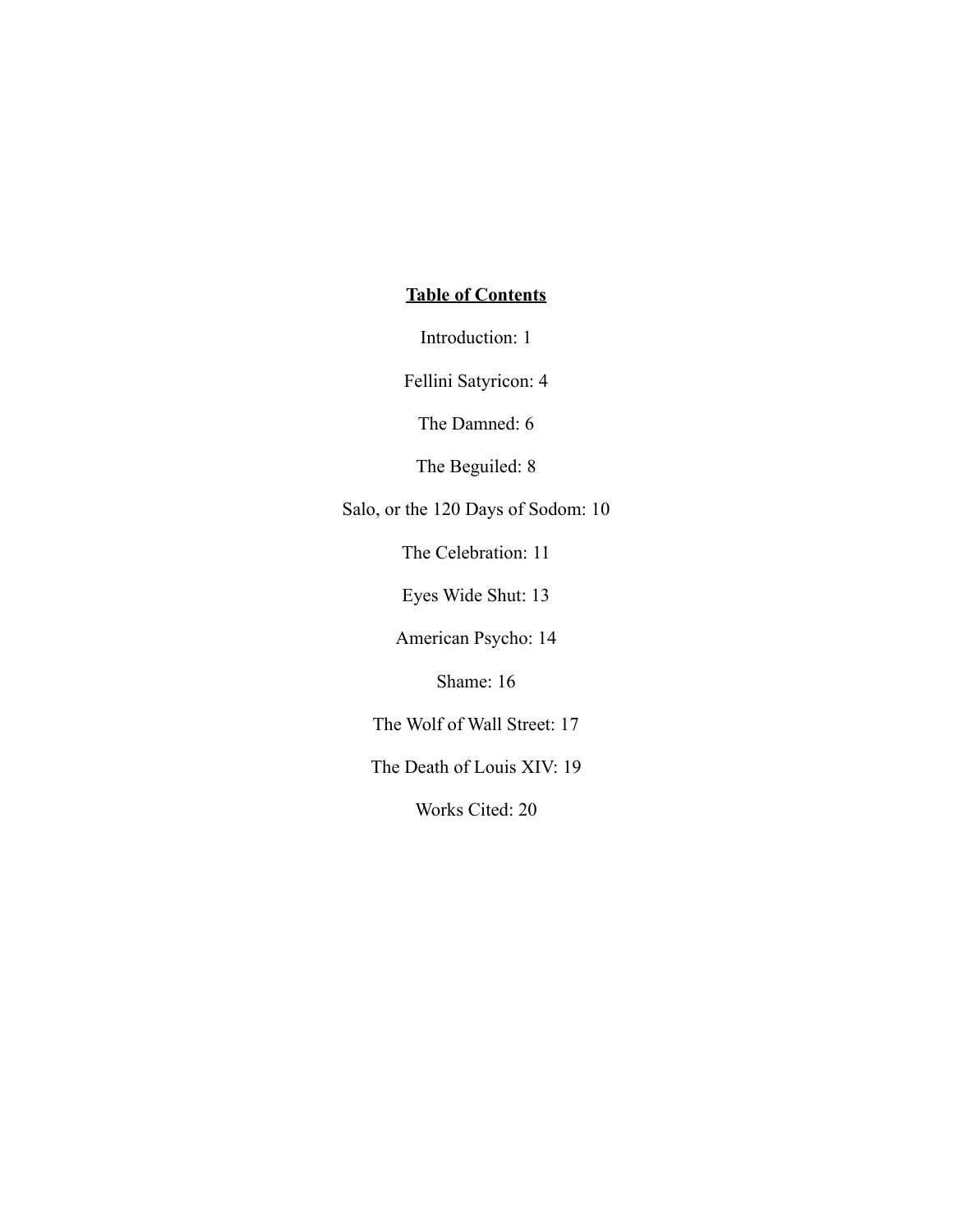**Table of Contents**

Introduction: 1

Fellini Satyricon: 4

The Damned: 6

The Beguiled: 8

Salo, or the 120 Days of Sodom: 10

The Celebration: 11

Eyes Wide Shut: 13

American Psycho: 14

Shame: 16

The Wolf of Wall Street: 17

The Death of Louis XIV: 19

Works Cited: 20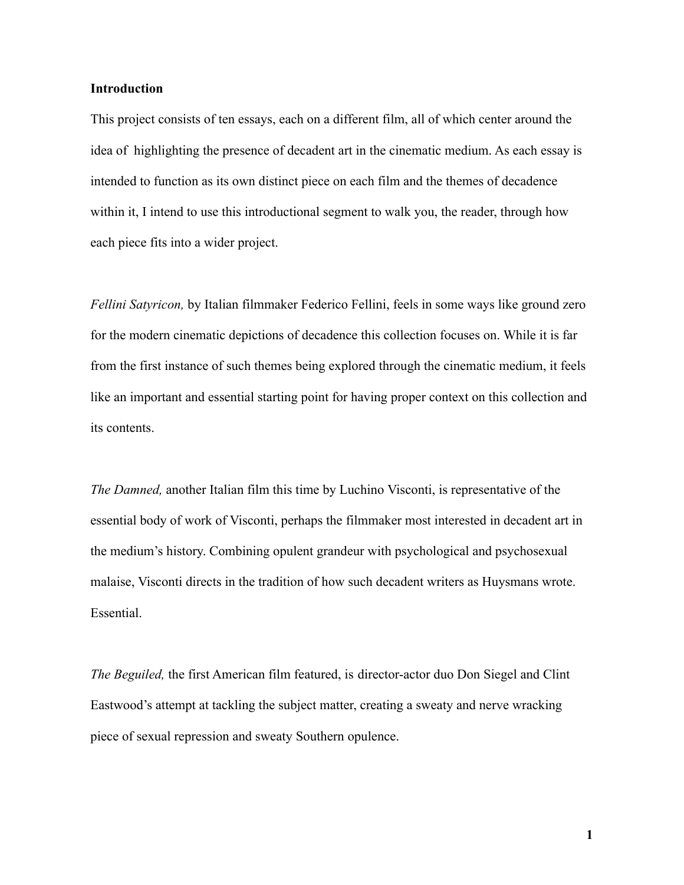**Introduction**

This project consists of ten essays, each on a different film, all of which center around the idea of  highlighting the presence of decadent art in the cinematic medium. As each essay is intended to function as its own distinct piece on each film and the themes of decadence within it, I intend to use this introductional segment to walk you, the reader, through how each piece fits into a wider project.

*Fellini Satyricon,* by Italian filmmaker Federico Fellini, feels in some ways like ground zero for the modern cinematic depictions of decadence this collection focuses on. While it is far from the first instance of such themes being explored through the cinematic medium, it feels like an important and essential starting point for having proper context on this collection and its contents.

*The Damned,* another Italian film this time by Luchino Visconti, is representative of the essential body of work of Visconti, perhaps the filmmaker most interested in decadent art in the medium's history. Combining opulent grandeur with psychological and psychosexual malaise, Visconti directs in the tradition of how such decadent writers as Huysmans wrote. Essential.

*The Beguiled,* the first American film featured, is director-actor duo Don Siegel and Clint Eastwood's attempt at tackling the subject matter, creating a sweaty and nerve wracking piece of sexual repression and sweaty Southern opulence.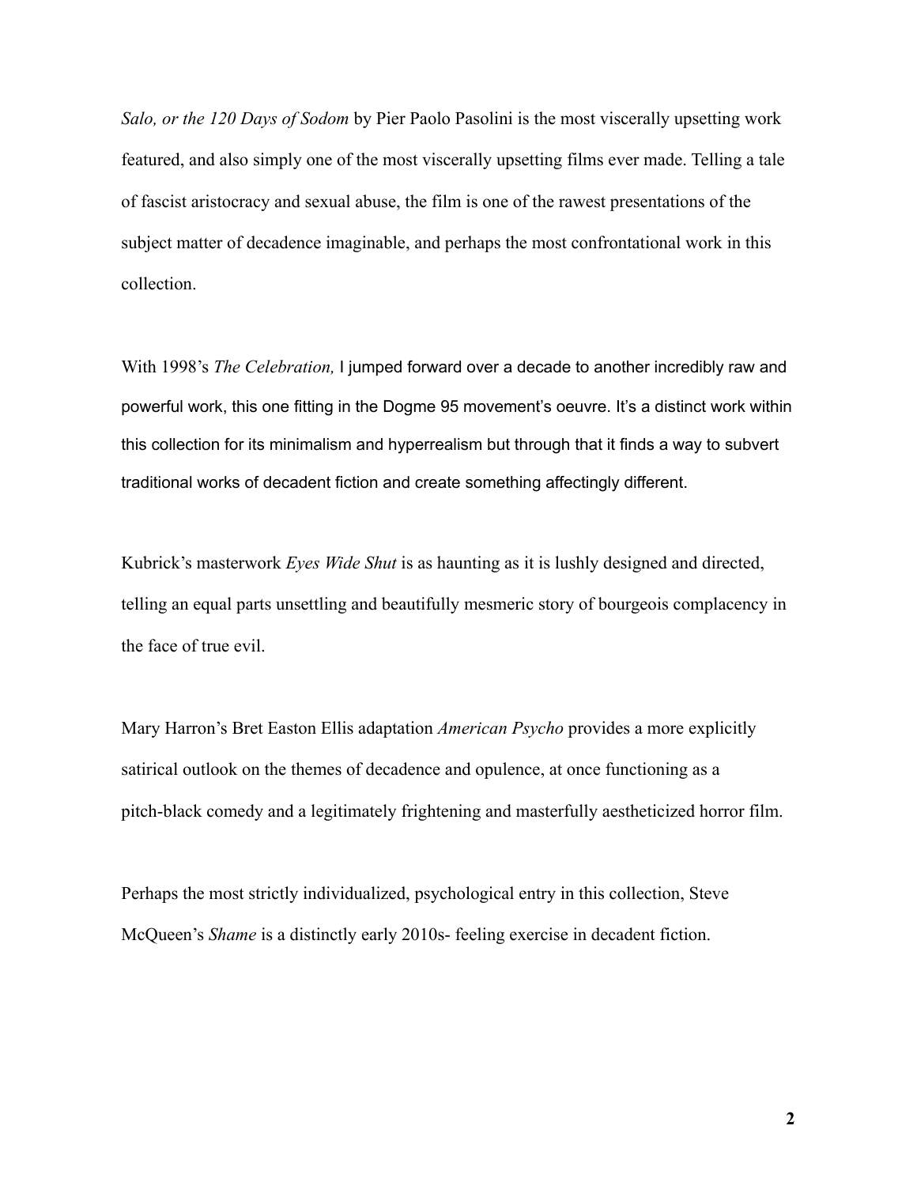*Salo, or the 120 Days of Sodom* by Pier Paolo Pasolini is the most viscerally upsetting work featured, and also simply one of the most viscerally upsetting films ever made. Telling a tale of fascist aristocracy and sexual abuse, the film is one of the rawest presentations of the subject matter of decadence imaginable, and perhaps the most confrontational work in this collection.

With 1998's *The Celebration,* I jumped forward over a decade to another incredibly raw and powerful work, this one fitting in the Dogme 95 movement's oeuvre. It's a distinct work within this collection for its minimalism and hyperrealism but through that it finds a way to subvert traditional works of decadent fiction and create something affectingly different.

Kubrick's masterwork *Eyes Wide Shut* is as haunting as it is lushly designed and directed, telling an equal parts unsettling and beautifully mesmeric story of bourgeois complacency in the face of true evil.

Mary Harron's Bret Easton Ellis adaptation *American Psycho* provides a more explicitly satirical outlook on the themes of decadence and opulence, at once functioning as a pitch-black comedy and a legitimately frightening and masterfully aestheticized horror film.

Perhaps the most strictly individualized, psychological entry in this collection, Steve McQueen's *Shame* is a distinctly early 2010s- feeling exercise in decadent fiction.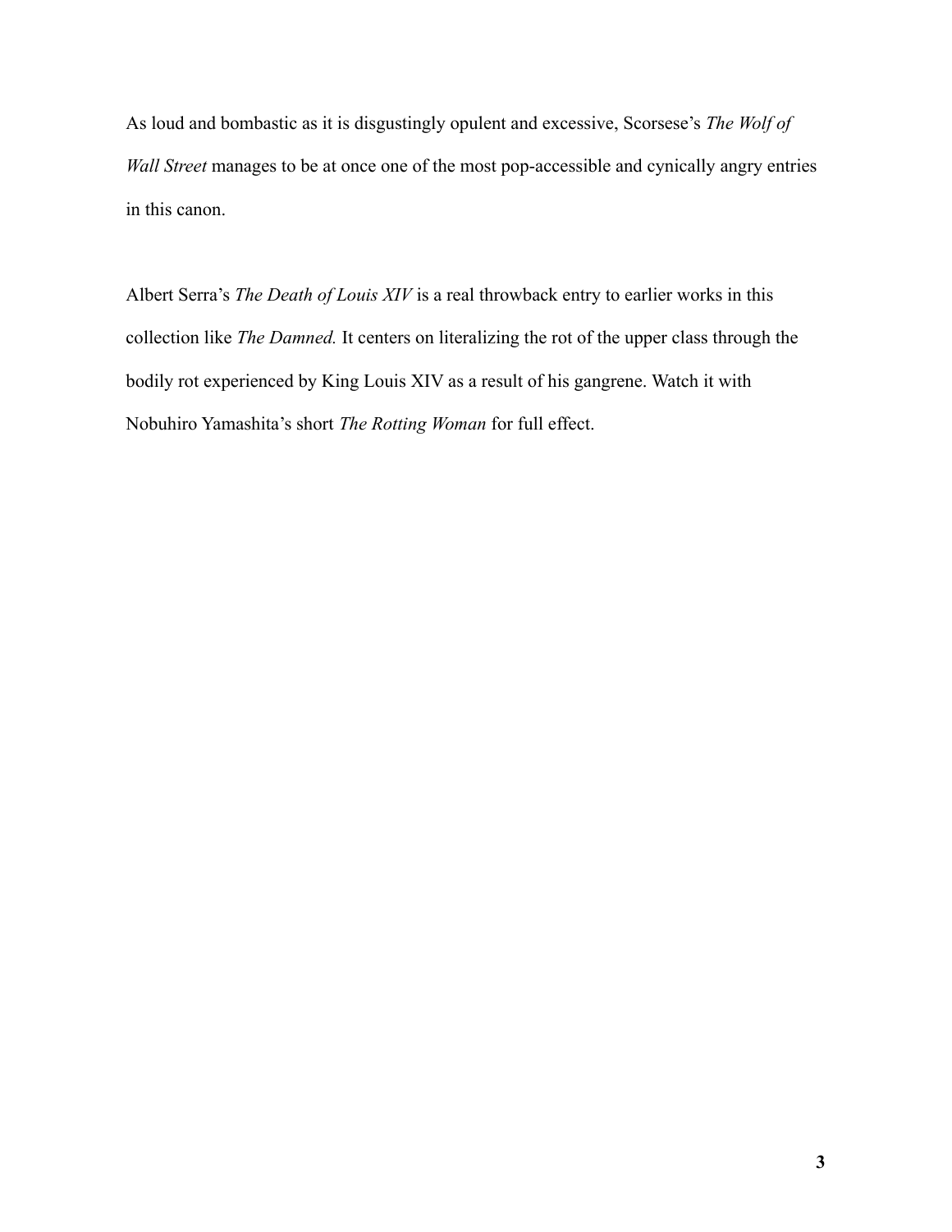As loud and bombastic as it is disgustingly opulent and excessive, Scorsese's *The Wolf of Wall Street* manages to be at once one of the most pop-accessible and cynically angry entries in this canon.

Albert Serra's *The Death of Louis XIV* is a real throwback entry to earlier works in this collection like *The Damned.* It centers on literalizing the rot of the upper class through the bodily rot experienced by King Louis XIV as a result of his gangrene. Watch it with Nobuhiro Yamashita's short *The Rotting Woman* for full effect.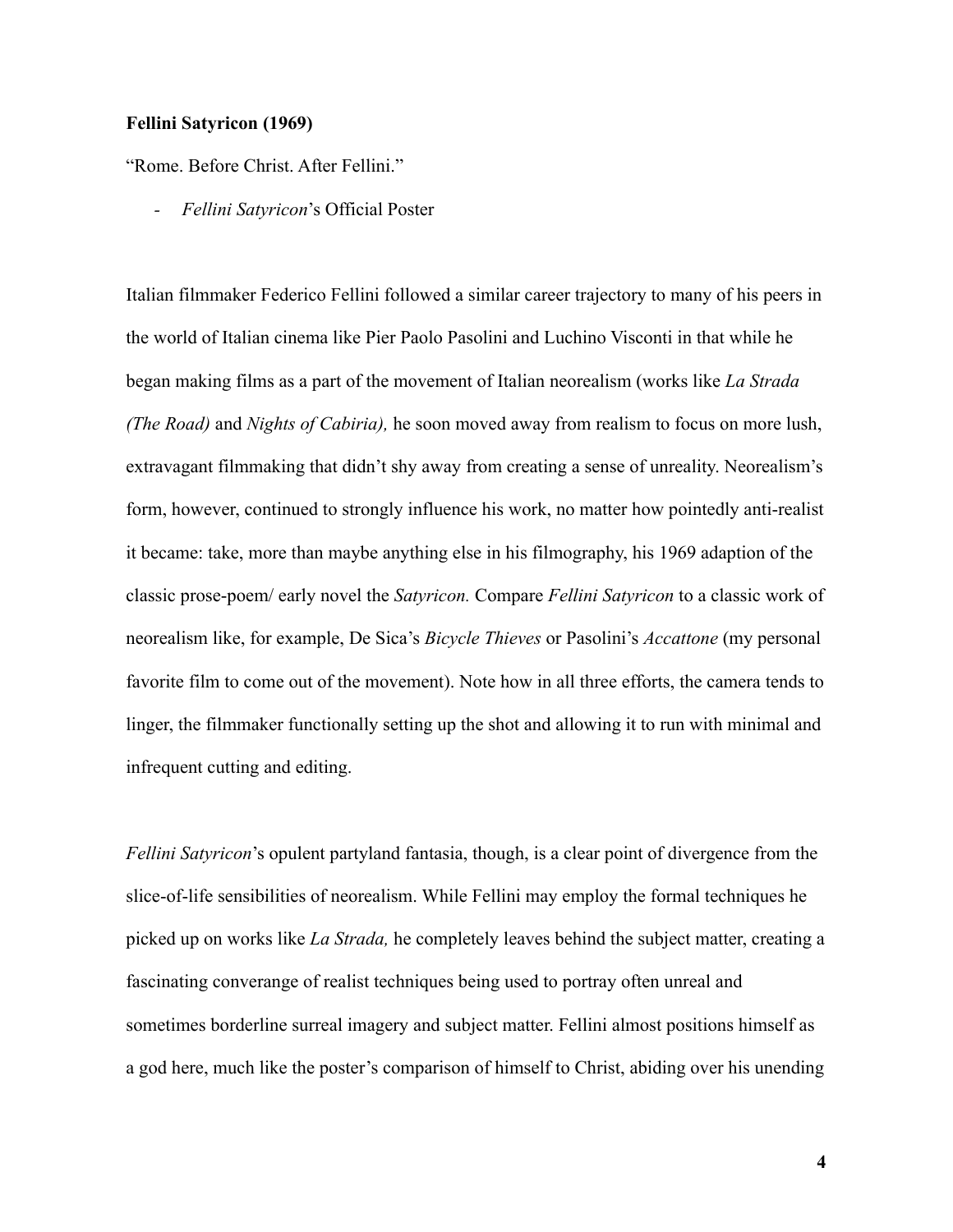**Fellini Satyricon (1969)**

"Rome. Before Christ. After Fellini."

- *Fellini Satyricon*'s Official Poster

Italian filmmaker Federico Fellini followed a similar career trajectory to many of his peers in the world of Italian cinema like Pier Paolo Pasolini and Luchino Visconti in that while he began making films as a part of the movement of Italian neorealism (works like *La Strada (The Road)* and *Nights of Cabiria),* he soon moved away from realism to focus on more lush, extravagant filmmaking that didn't shy away from creating a sense of unreality. Neorealism's form, however, continued to strongly influence his work, no matter how pointedly anti-realist it became: take, more than maybe anything else in his filmography, his 1969 adaption of the classic prose-poem/ early novel the *Satyricon.* Compare *Fellini Satyricon* to a classic work of neorealism like, for example, De Sica's *Bicycle Thieves* or Pasolini's *Accattone* (my personal favorite film to come out of the movement). Note how in all three efforts, the camera tends to linger, the filmmaker functionally setting up the shot and allowing it to run with minimal and infrequent cutting and editing.

*Fellini Satyricon*'s opulent partyland fantasia, though, is a clear point of divergence from the slice-of-life sensibilities of neorealism. While Fellini may employ the formal techniques he picked up on works like *La Strada,* he completely leaves behind the subject matter, creating a fascinating converange of realist techniques being used to portray often unreal and sometimes borderline surreal imagery and subject matter. Fellini almost positions himself as a god here, much like the poster's comparison of himself to Christ, abiding over his unending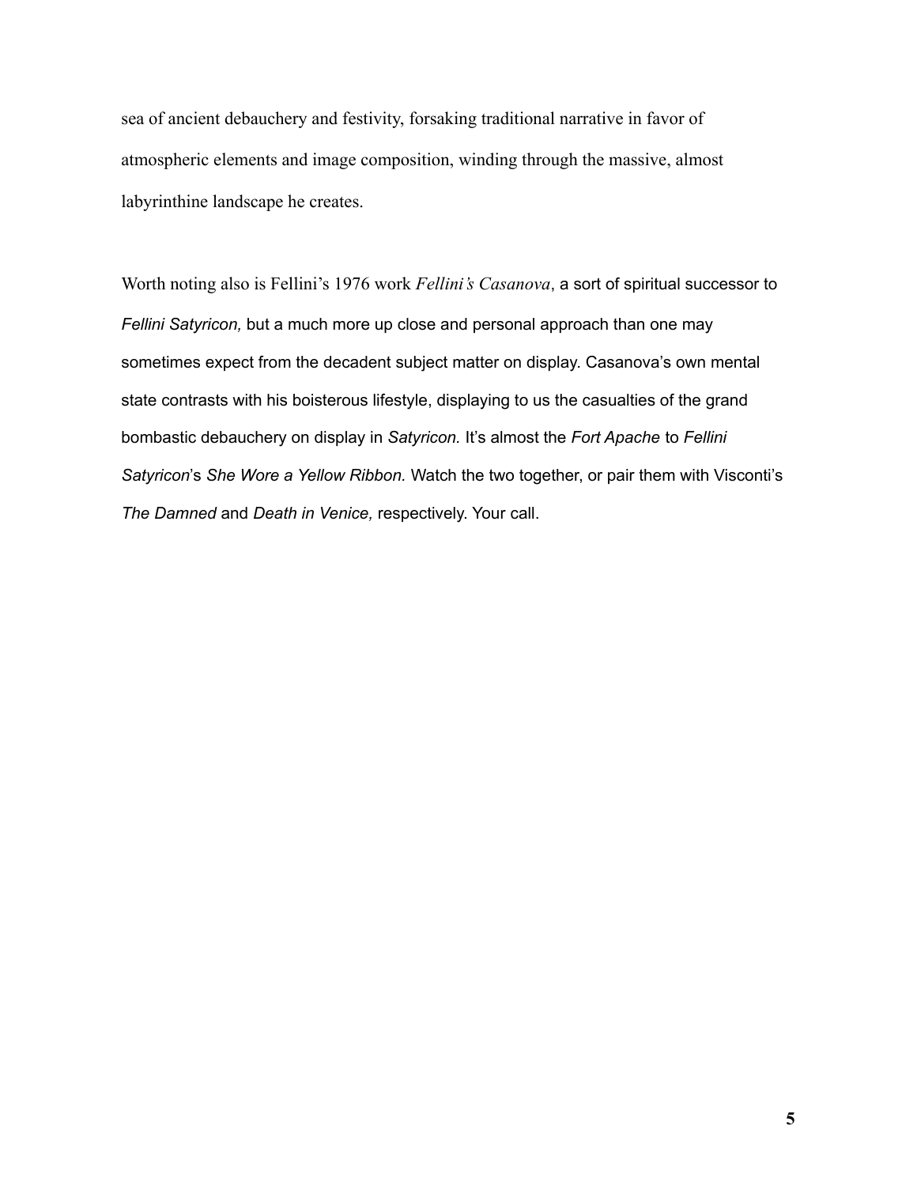sea of ancient debauchery and festivity, forsaking traditional narrative in favor of atmospheric elements and image composition, winding through the massive, almost labyrinthine landscape he creates.

Worth noting also is Fellini's 1976 work *Fellini's Casanova*, a sort of spiritual successor to *Fellini Satyricon,* but a much more up close and personal approach than one may sometimes expect from the decadent subject matter on display. Casanova's own mental state contrasts with his boisterous lifestyle, displaying to us the casualties of the grand bombastic debauchery on display in *Satyricon.* It's almost the *Fort Apache* to *Fellini Satyricon*'s *She Wore a Yellow Ribbon.* Watch the two together, or pair them with Visconti's *The Damned* and *Death in Venice,* respectively. Your call.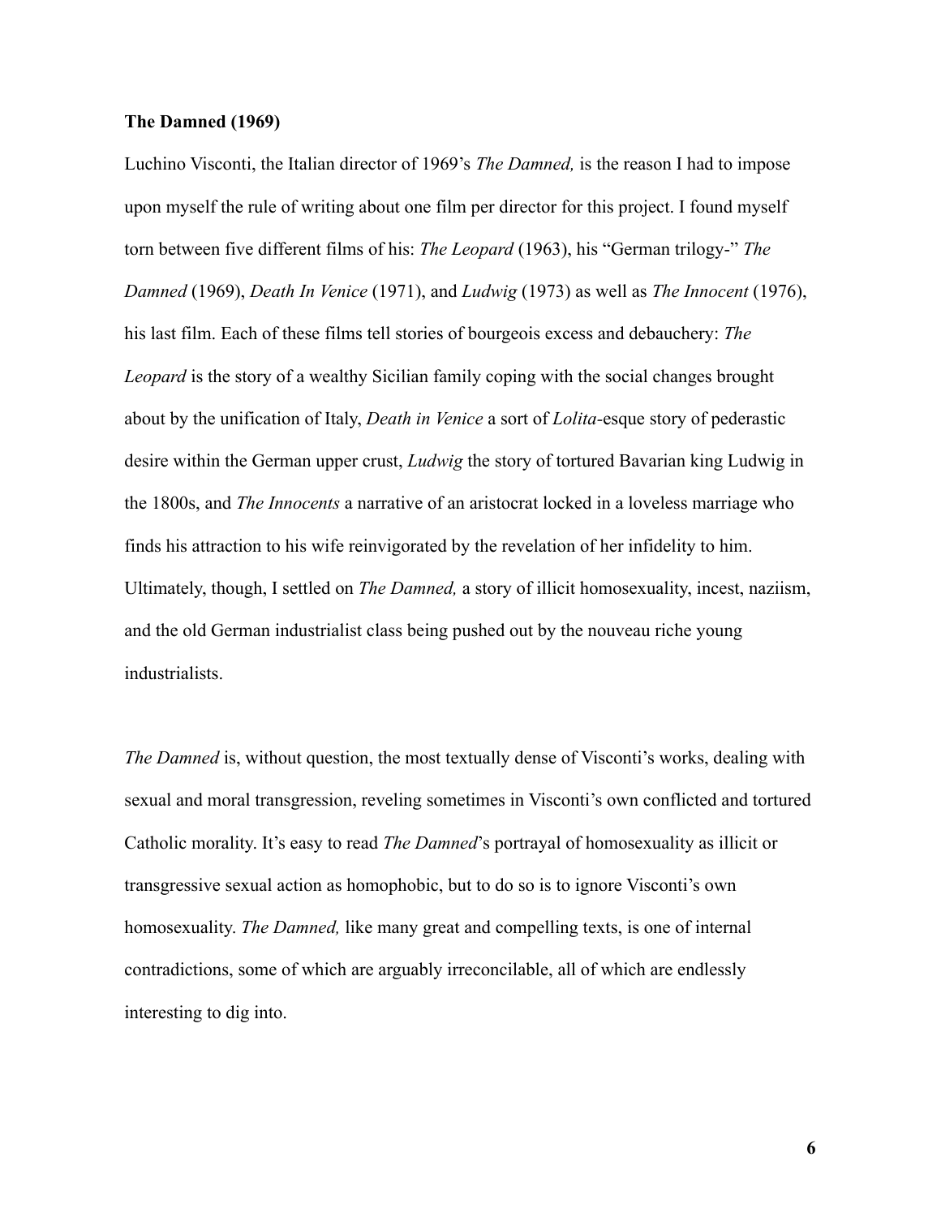**The Damned (1969)**

Luchino Visconti, the Italian director of 1969's *The Damned,* is the reason I had to impose upon myself the rule of writing about one film per director for this project. I found myself torn between five different films of his: *The Leopard* (1963), his "German trilogy-" *The Damned* (1969), *Death In Venice* (1971), and *Ludwig* (1973) as well as *The Innocent* (1976), his last film. Each of these films tell stories of bourgeois excess and debauchery: *The Leopard* is the story of a wealthy Sicilian family coping with the social changes brought about by the unification of Italy, *Death in Venice* a sort of *Lolita*-esque story of pederastic desire within the German upper crust, *Ludwig* the story of tortured Bavarian king Ludwig in the 1800s, and *The Innocents* a narrative of an aristocrat locked in a loveless marriage who finds his attraction to his wife reinvigorated by the revelation of her infidelity to him. Ultimately, though, I settled on *The Damned,* a story of illicit homosexuality, incest, naziism, and the old German industrialist class being pushed out by the nouveau riche young industrialists.

*The Damned* is, without question, the most textually dense of Visconti's works, dealing with sexual and moral transgression, reveling sometimes in Visconti's own conflicted and tortured Catholic morality. It's easy to read *The Damned*'s portrayal of homosexuality as illicit or transgressive sexual action as homophobic, but to do so is to ignore Visconti's own homosexuality. *The Damned,* like many great and compelling texts, is one of internal contradictions, some of which are arguably irreconcilable, all of which are endlessly interesting to dig into.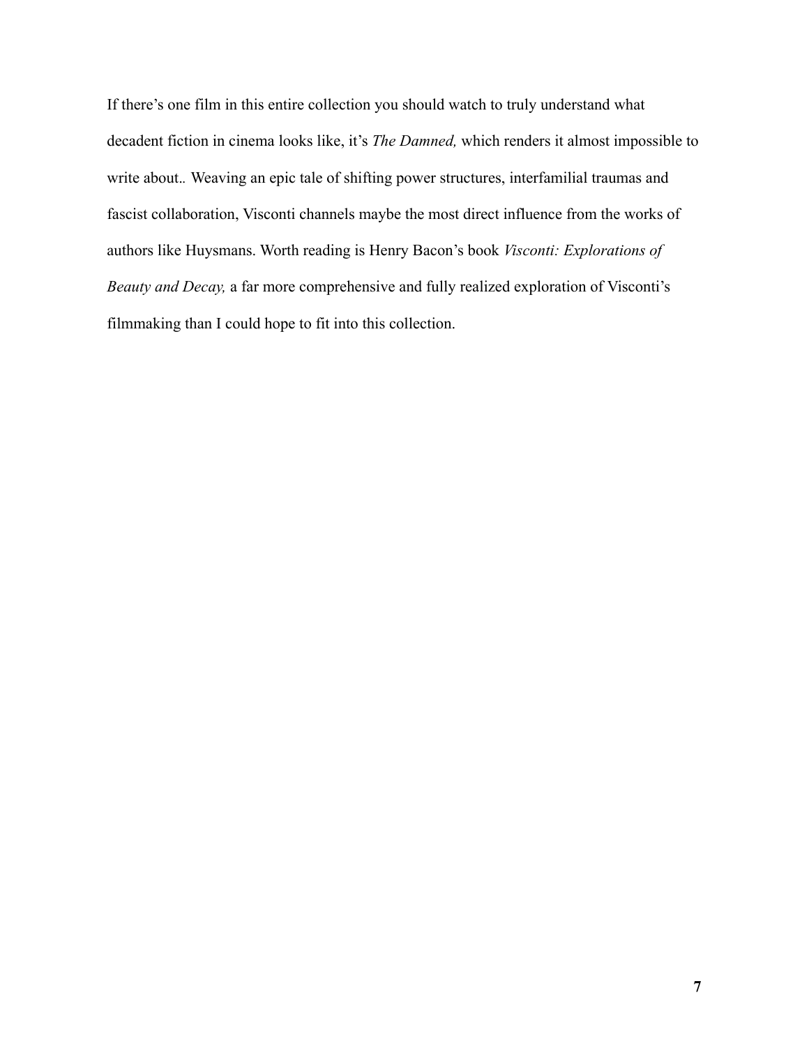If there's one film in this entire collection you should watch to truly understand what decadent fiction in cinema looks like, it's *The Damned,* which renders it almost impossible to write about.. Weaving an epic tale of shifting power structures, interfamilial traumas and fascist collaboration, Visconti channels maybe the most direct influence from the works of authors like Huysmans. Worth reading is Henry Bacon's book *Visconti: Explorations of Beauty and Decay,* a far more comprehensive and fully realized exploration of Visconti's filmmaking than I could hope to fit into this collection.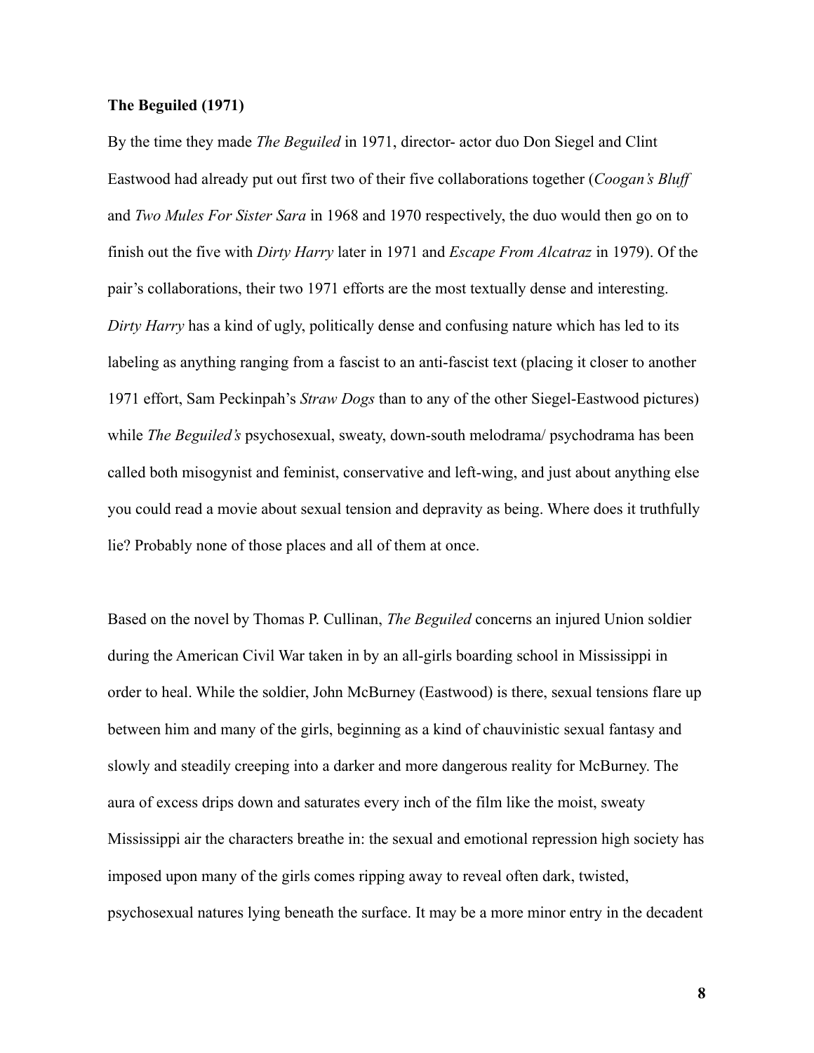**The Beguiled (1971)**

By the time they made *The Beguiled* in 1971, director- actor duo Don Siegel and Clint Eastwood had already put out first two of their five collaborations together (*Coogan's Bluff* and *Two Mules For Sister Sara* in 1968 and 1970 respectively, the duo would then go on to finish out the five with *Dirty Harry* later in 1971 and *Escape From Alcatraz* in 1979). Of the pair's collaborations, their two 1971 efforts are the most textually dense and interesting. *Dirty Harry* has a kind of ugly, politically dense and confusing nature which has led to its labeling as anything ranging from a fascist to an anti-fascist text (placing it closer to another 1971 effort, Sam Peckinpah's *Straw Dogs* than to any of the other Siegel-Eastwood pictures) while *The Beguiled's* psychosexual, sweaty, down-south melodrama/ psychodrama has been called both misogynist and feminist, conservative and left-wing, and just about anything else you could read a movie about sexual tension and depravity as being. Where does it truthfully lie? Probably none of those places and all of them at once.

Based on the novel by Thomas P. Cullinan, *The Beguiled* concerns an injured Union soldier during the American Civil War taken in by an all-girls boarding school in Mississippi in order to heal. While the soldier, John McBurney (Eastwood) is there, sexual tensions flare up between him and many of the girls, beginning as a kind of chauvinistic sexual fantasy and slowly and steadily creeping into a darker and more dangerous reality for McBurney. The aura of excess drips down and saturates every inch of the film like the moist, sweaty Mississippi air the characters breathe in: the sexual and emotional repression high society has imposed upon many of the girls comes ripping away to reveal often dark, twisted, psychosexual natures lying beneath the surface. It may be a more minor entry in the decadent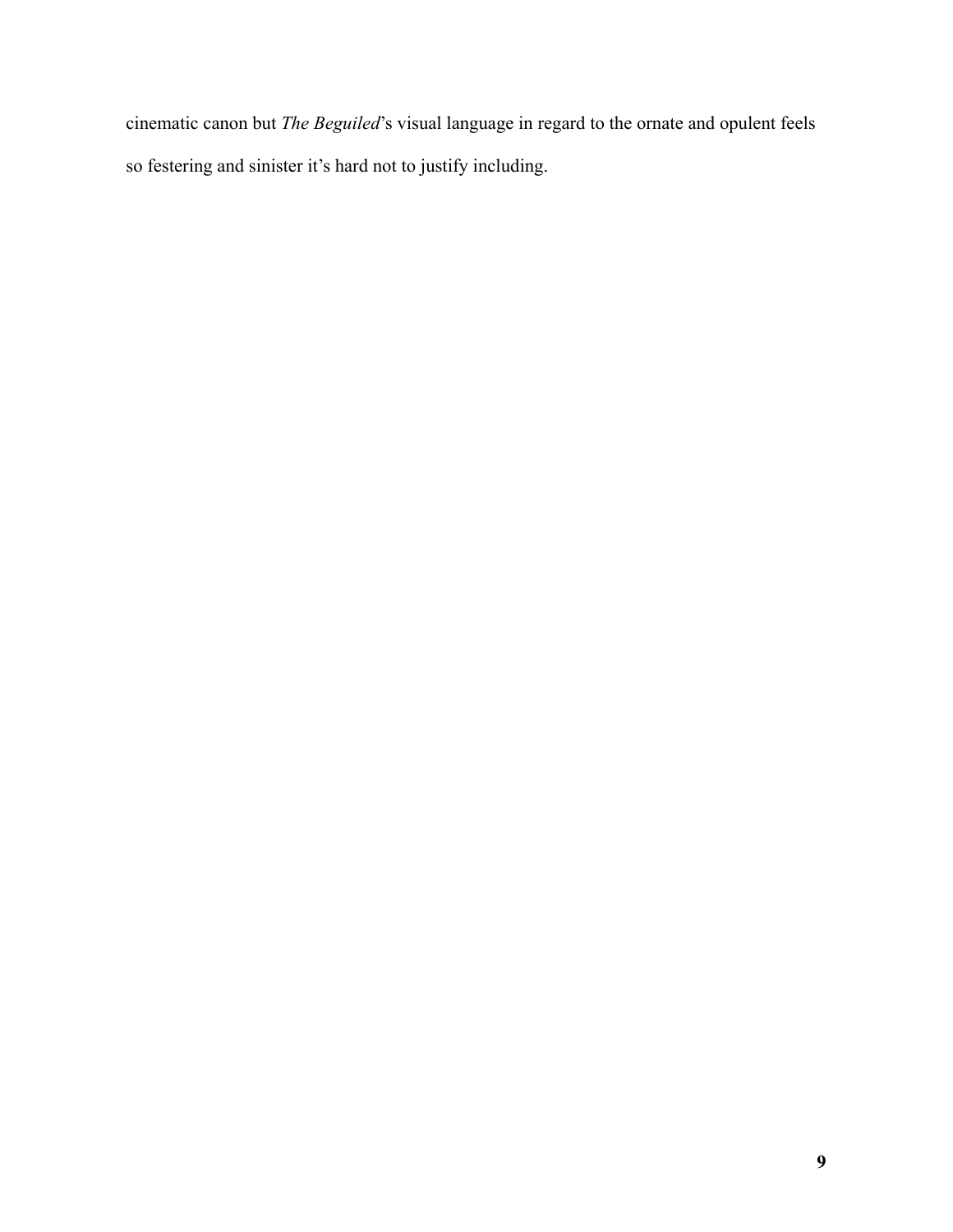cinematic canon but *The Beguiled*'s visual language in regard to the ornate and opulent feels so festering and sinister it's hard not to justify including.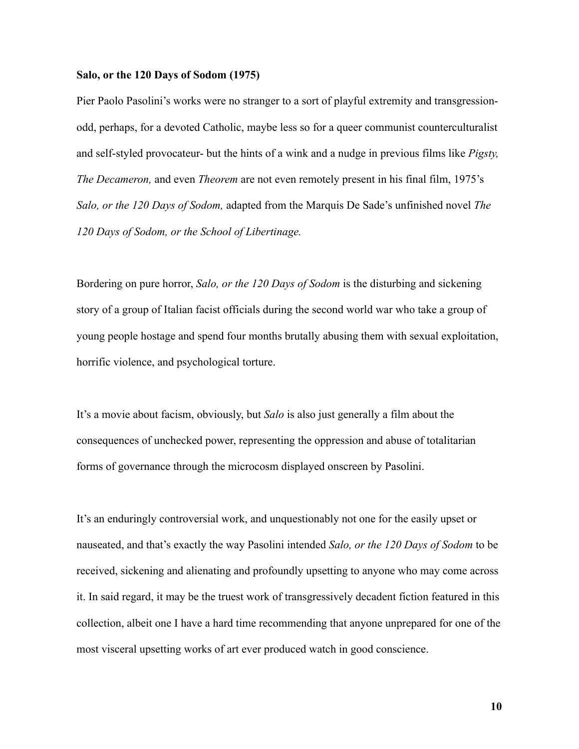**Salo, or the 120 Days of Sodom (1975)**

Pier Paolo Pasolini's works were no stranger to a sort of playful extremity and transgression- odd, perhaps, for a devoted Catholic, maybe less so for a queer communist counterculturalist and self-styled provocateur- but the hints of a wink and a nudge in previous films like *Pigsty, The Decameron,* and even *Theorem* are not even remotely present in his final film, 1975's *Salo, or the 120 Days of Sodom,* adapted from the Marquis De Sade's unfinished novel *The 120 Days of Sodom, or the School of Libertinage.*

Bordering on pure horror, *Salo, or the 120 Days of Sodom* is the disturbing and sickening story of a group of Italian facist officials during the second world war who take a group of young people hostage and spend four months brutally abusing them with sexual exploitation, horrific violence, and psychological torture.

It's a movie about facism, obviously, but *Salo* is also just generally a film about the consequences of unchecked power, representing the oppression and abuse of totalitarian forms of governance through the microcosm displayed onscreen by Pasolini.

It's an enduringly controversial work, and unquestionably not one for the easily upset or nauseated, and that's exactly the way Pasolini intended *Salo, or the 120 Days of Sodom* to be received, sickening and alienating and profoundly upsetting to anyone who may come across it. In said regard, it may be the truest work of transgressively decadent fiction featured in this collection, albeit one I have a hard time recommending that anyone unprepared for one of the most visceral upsetting works of art ever produced watch in good conscience.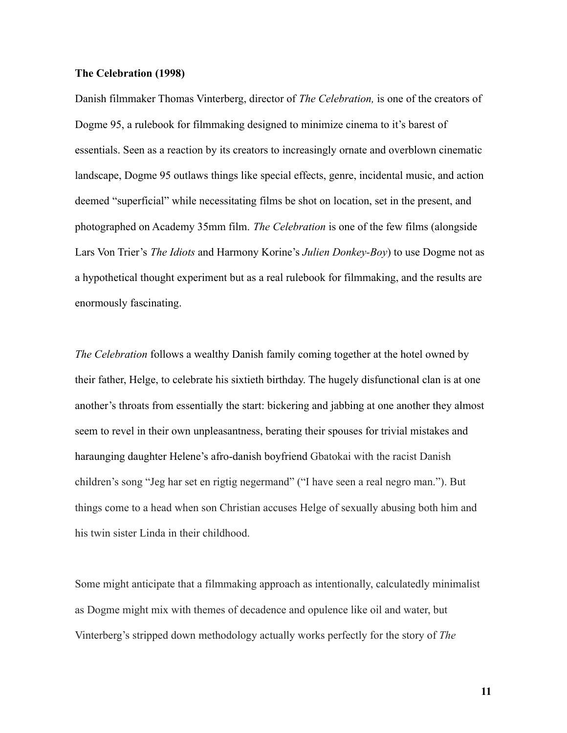**The Celebration (1998)**

Danish filmmaker Thomas Vinterberg, director of *The Celebration,* is one of the creators of Dogme 95, a rulebook for filmmaking designed to minimize cinema to it's barest of essentials. Seen as a reaction by its creators to increasingly ornate and overblown cinematic landscape, Dogme 95 outlaws things like special effects, genre, incidental music, and action deemed "superficial" while necessitating films be shot on location, set in the present, and photographed on Academy 35mm film. *The Celebration* is one of the few films (alongside Lars Von Trier's *The Idiots* and Harmony Korine's *Julien Donkey-Boy*) to use Dogme not as a hypothetical thought experiment but as a real rulebook for filmmaking, and the results are enormously fascinating.

*The Celebration* follows a wealthy Danish family coming together at the hotel owned by their father, Helge, to celebrate his sixtieth birthday. The hugely disfunctional clan is at one another's throats from essentially the start: bickering and jabbing at one another they almost seem to revel in their own unpleasantness, berating their spouses for trivial mistakes and haraunging daughter Helene's afro-danish boyfriend Gbatokai with the racist Danish children's song "Jeg har set en rigtig negermand" ("I have seen a real negro man."). But things come to a head when son Christian accuses Helge of sexually abusing both him and his twin sister Linda in their childhood.

Some might anticipate that a filmmaking approach as intentionally, calculatedly minimalist as Dogme might mix with themes of decadence and opulence like oil and water, but Vinterberg's stripped down methodology actually works perfectly for the story of *The*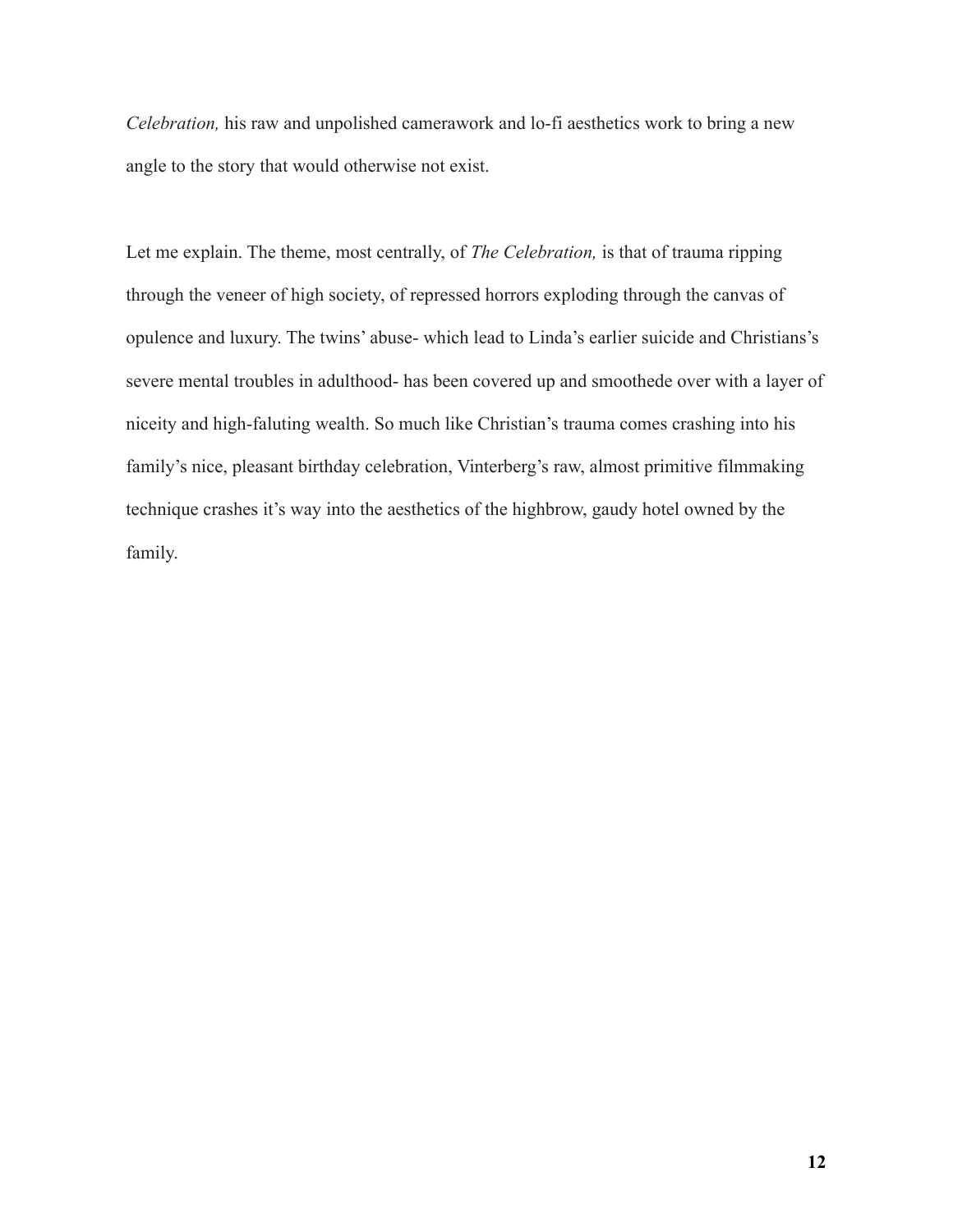*Celebration,* his raw and unpolished camerawork and lo-fi aesthetics work to bring a new angle to the story that would otherwise not exist.

Let me explain. The theme, most centrally, of *The Celebration,* is that of trauma ripping through the veneer of high society, of repressed horrors exploding through the canvas of opulence and luxury. The twins' abuse- which lead to Linda's earlier suicide and Christians's severe mental troubles in adulthood- has been covered up and smoothede over with a layer of niceity and high-faluting wealth. So much like Christian's trauma comes crashing into his family's nice, pleasant birthday celebration, Vinterberg's raw, almost primitive filmmaking technique crashes it's way into the aesthetics of the highbrow, gaudy hotel owned by the family.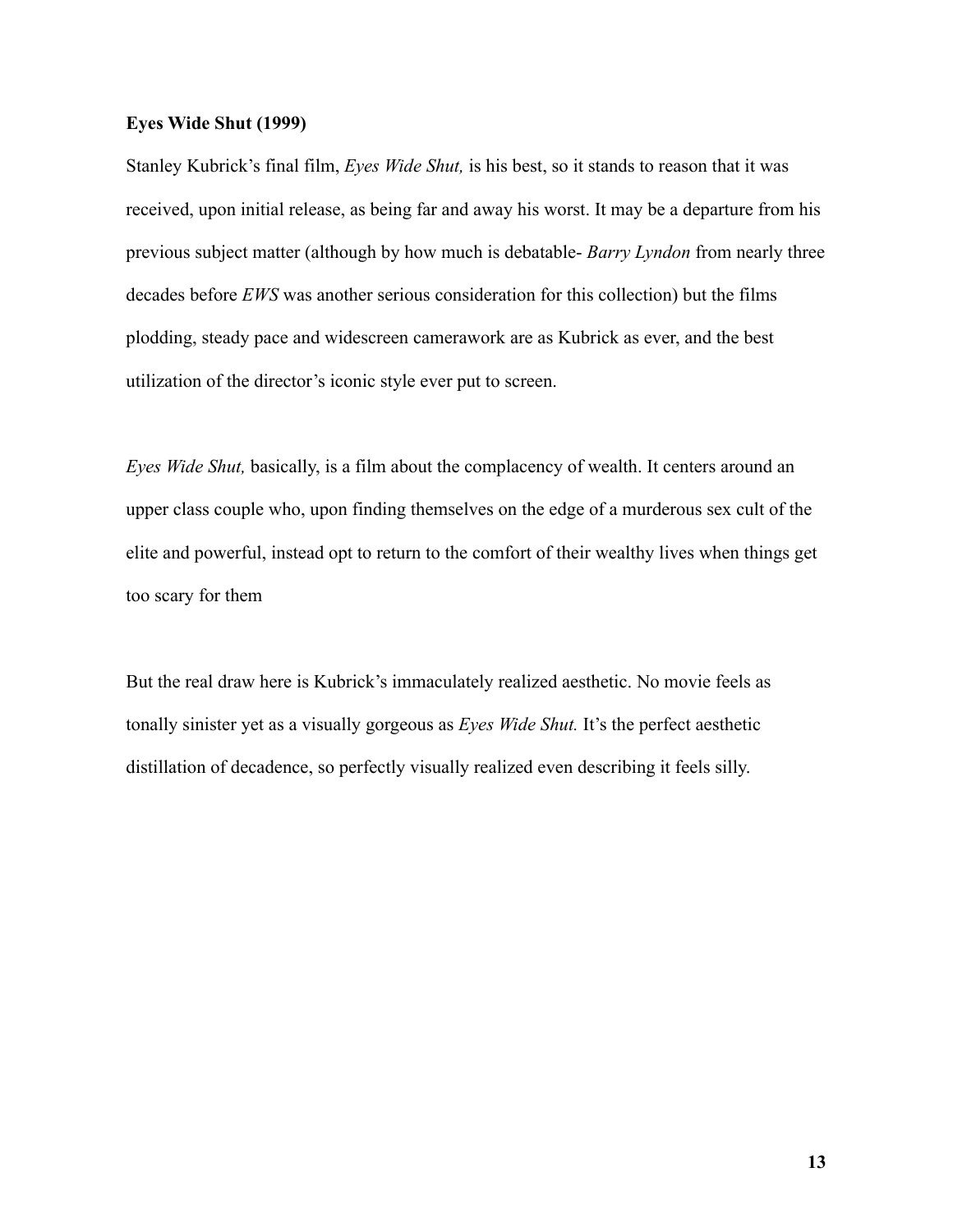**Eyes Wide Shut (1999)**

Stanley Kubrick's final film, *Eyes Wide Shut,* is his best, so it stands to reason that it was received, upon initial release, as being far and away his worst. It may be a departure from his previous subject matter (although by how much is debatable- *Barry Lyndon* from nearly three decades before *EWS* was another serious consideration for this collection) but the films plodding, steady pace and widescreen camerawork are as Kubrick as ever, and the best utilization of the director's iconic style ever put to screen.

*Eyes Wide Shut,* basically, is a film about the complacency of wealth. It centers around an upper class couple who, upon finding themselves on the edge of a murderous sex cult of the elite and powerful, instead opt to return to the comfort of their wealthy lives when things get too scary for them

But the real draw here is Kubrick's immaculately realized aesthetic. No movie feels as tonally sinister yet as a visually gorgeous as *Eyes Wide Shut.* It's the perfect aesthetic distillation of decadence, so perfectly visually realized even describing it feels silly.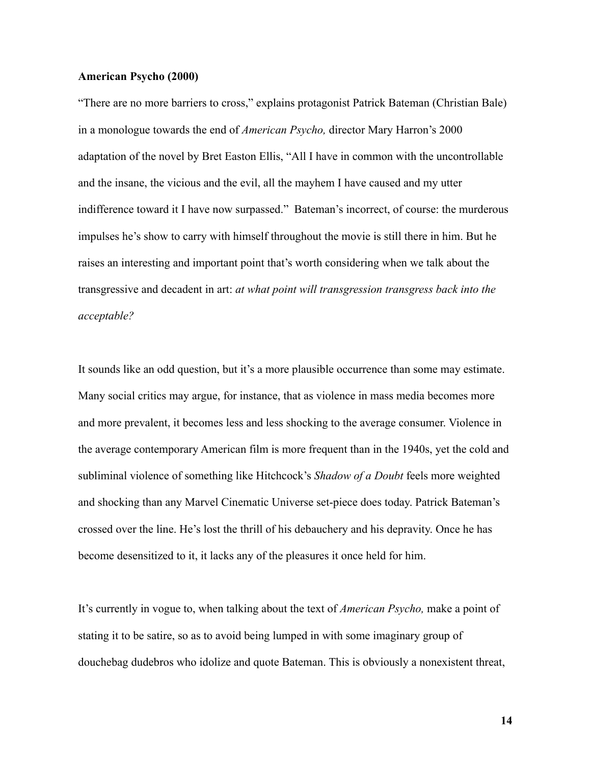**American Psycho (2000)**

"There are no more barriers to cross," explains protagonist Patrick Bateman (Christian Bale) in a monologue towards the end of *American Psycho,* director Mary Harron's 2000 adaptation of the novel by Bret Easton Ellis, "All I have in common with the uncontrollable and the insane, the vicious and the evil, all the mayhem I have caused and my utter indifference toward it I have now surpassed." Bateman's incorrect, of course: the murderous impulses he's show to carry with himself throughout the movie is still there in him. But he raises an interesting and important point that's worth considering when we talk about the transgressive and decadent in art: *at what point will transgression transgress back into the acceptable?*

It sounds like an odd question, but it's a more plausible occurrence than some may estimate. Many social critics may argue, for instance, that as violence in mass media becomes more and more prevalent, it becomes less and less shocking to the average consumer. Violence in the average contemporary American film is more frequent than in the 1940s, yet the cold and subliminal violence of something like Hitchcock's *Shadow of a Doubt* feels more weighted and shocking than any Marvel Cinematic Universe set-piece does today. Patrick Bateman's crossed over the line. He's lost the thrill of his debauchery and his depravity. Once he has become desensitized to it, it lacks any of the pleasures it once held for him.

It's currently in vogue to, when talking about the text of *American Psycho,* make a point of stating it to be satire, so as to avoid being lumped in with some imaginary group of douchebag dudebros who idolize and quote Bateman. This is obviously a nonexistent threat,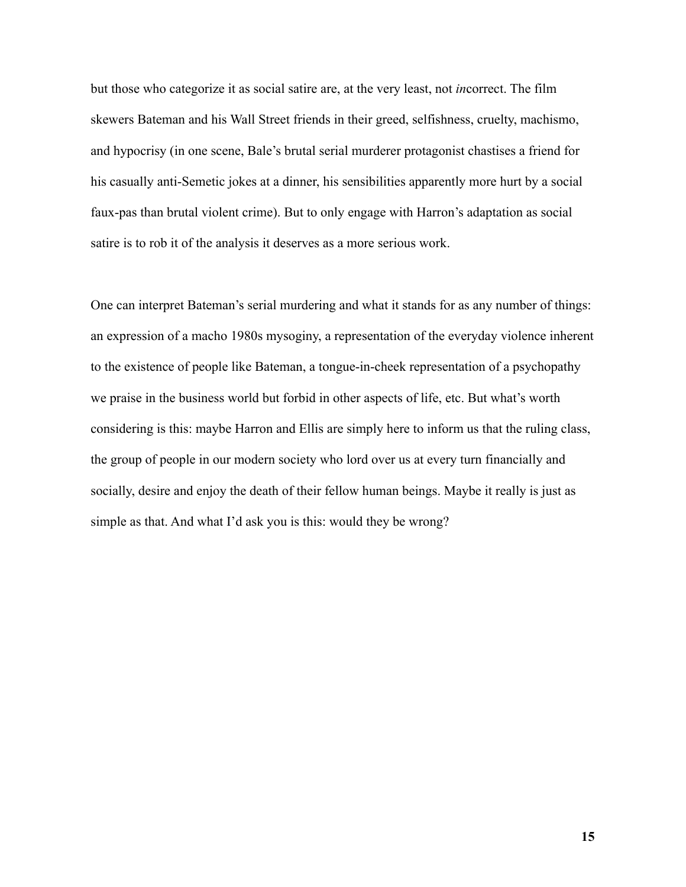but those who categorize it as social satire are, at the very least, not *in*correct. The film skewers Bateman and his Wall Street friends in their greed, selfishness, cruelty, machismo, and hypocrisy (in one scene, Bale's brutal serial murderer protagonist chastises a friend for his casually anti-Semetic jokes at a dinner, his sensibilities apparently more hurt by a social faux-pas than brutal violent crime). But to only engage with Harron's adaptation as social satire is to rob it of the analysis it deserves as a more serious work.

One can interpret Bateman's serial murdering and what it stands for as any number of things: an expression of a macho 1980s mysoginy, a representation of the everyday violence inherent to the existence of people like Bateman, a tongue-in-cheek representation of a psychopathy we praise in the business world but forbid in other aspects of life, etc. But what's worth considering is this: maybe Harron and Ellis are simply here to inform us that the ruling class, the group of people in our modern society who lord over us at every turn financially and socially, desire and enjoy the death of their fellow human beings. Maybe it really is just as simple as that. And what I'd ask you is this: would they be wrong?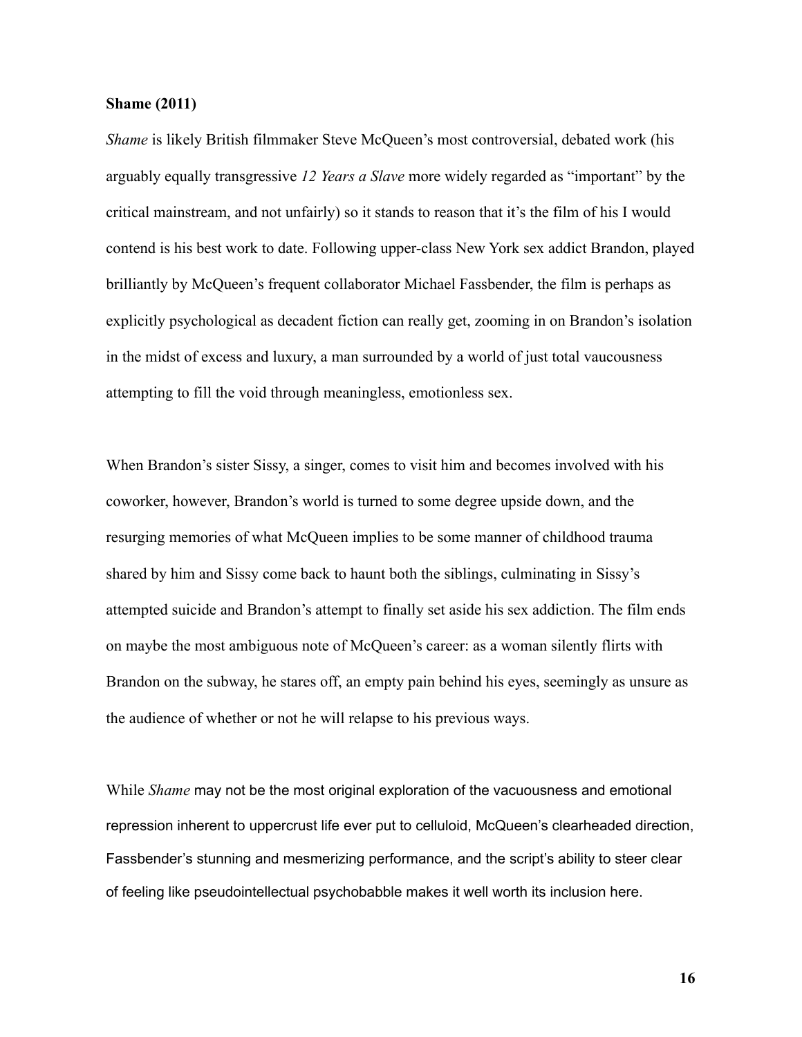**Shame (2011)**

*Shame* is likely British filmmaker Steve McQueen's most controversial, debated work (his arguably equally transgressive *12 Years a Slave* more widely regarded as "important" by the critical mainstream, and not unfairly) so it stands to reason that it's the film of his I would contend is his best work to date. Following upper-class New York sex addict Brandon, played brilliantly by McQueen's frequent collaborator Michael Fassbender, the film is perhaps as explicitly psychological as decadent fiction can really get, zooming in on Brandon's isolation in the midst of excess and luxury, a man surrounded by a world of just total vaucousness attempting to fill the void through meaningless, emotionless sex.

When Brandon's sister Sissy, a singer, comes to visit him and becomes involved with his coworker, however, Brandon's world is turned to some degree upside down, and the resurging memories of what McQueen implies to be some manner of childhood trauma shared by him and Sissy come back to haunt both the siblings, culminating in Sissy's attempted suicide and Brandon's attempt to finally set aside his sex addiction. The film ends on maybe the most ambiguous note of McQueen's career: as a woman silently flirts with Brandon on the subway, he stares off, an empty pain behind his eyes, seemingly as unsure as the audience of whether or not he will relapse to his previous ways.

While *Shame* may not be the most original exploration of the vacuousness and emotional repression inherent to uppercrust life ever put to celluloid, McQueen's clearheaded direction, Fassbender's stunning and mesmerizing performance, and the script's ability to steer clear of feeling like pseudointellectual psychobabble makes it well worth its inclusion here.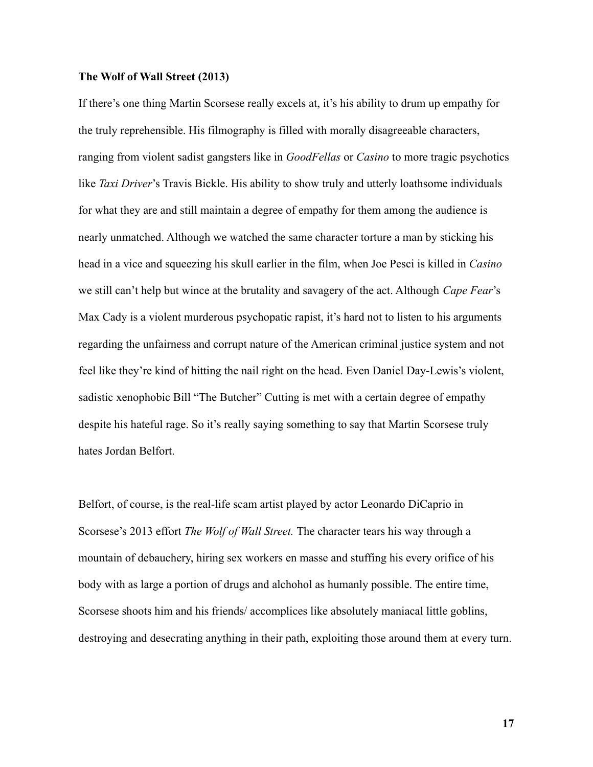**The Wolf of Wall Street (2013)**

If there's one thing Martin Scorsese really excels at, it's his ability to drum up empathy for the truly reprehensible. His filmography is filled with morally disagreeable characters, ranging from violent sadist gangsters like in *GoodFellas* or *Casino* to more tragic psychotics like *Taxi Driver*'s Travis Bickle. His ability to show truly and utterly loathsome individuals for what they are and still maintain a degree of empathy for them among the audience is nearly unmatched. Although we watched the same character torture a man by sticking his head in a vice and squeezing his skull earlier in the film, when Joe Pesci is killed in *Casino* we still can't help but wince at the brutality and savagery of the act. Although *Cape Fear*'s Max Cady is a violent murderous psychopatic rapist, it's hard not to listen to his arguments regarding the unfairness and corrupt nature of the American criminal justice system and not feel like they're kind of hitting the nail right on the head. Even Daniel Day-Lewis's violent, sadistic xenophobic Bill "The Butcher" Cutting is met with a certain degree of empathy despite his hateful rage. So it's really saying something to say that Martin Scorsese truly hates Jordan Belfort.

Belfort, of course, is the real-life scam artist played by actor Leonardo DiCaprio in Scorsese's 2013 effort *The Wolf of Wall Street.* The character tears his way through a mountain of debauchery, hiring sex workers en masse and stuffing his every orifice of his body with as large a portion of drugs and alchohol as humanly possible. The entire time, Scorsese shoots him and his friends/ accomplices like absolutely maniacal little goblins, destroying and desecrating anything in their path, exploiting those around them at every turn.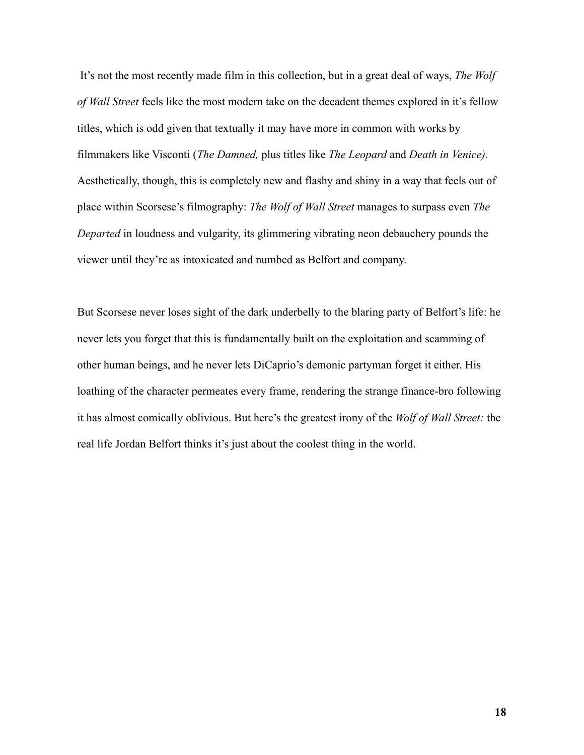It's not the most recently made film in this collection, but in a great deal of ways, *The Wolf of Wall Street* feels like the most modern take on the decadent themes explored in it's fellow titles, which is odd given that textually it may have more in common with works by filmmakers like Visconti (*The Damned,* plus titles like *The Leopard* and *Death in Venice).* Aesthetically, though, this is completely new and flashy and shiny in a way that feels out of place within Scorsese's filmography: *The Wolf of Wall Street* manages to surpass even *The Departed* in loudness and vulgarity, its glimmering vibrating neon debauchery pounds the viewer until they're as intoxicated and numbed as Belfort and company.

But Scorsese never loses sight of the dark underbelly to the blaring party of Belfort's life: he never lets you forget that this is fundamentally built on the exploitation and scamming of other human beings, and he never lets DiCaprio's demonic partyman forget it either. His loathing of the character permeates every frame, rendering the strange finance-bro following it has almost comically oblivious. But here's the greatest irony of the *Wolf of Wall Street:* the real life Jordan Belfort thinks it's just about the coolest thing in the world.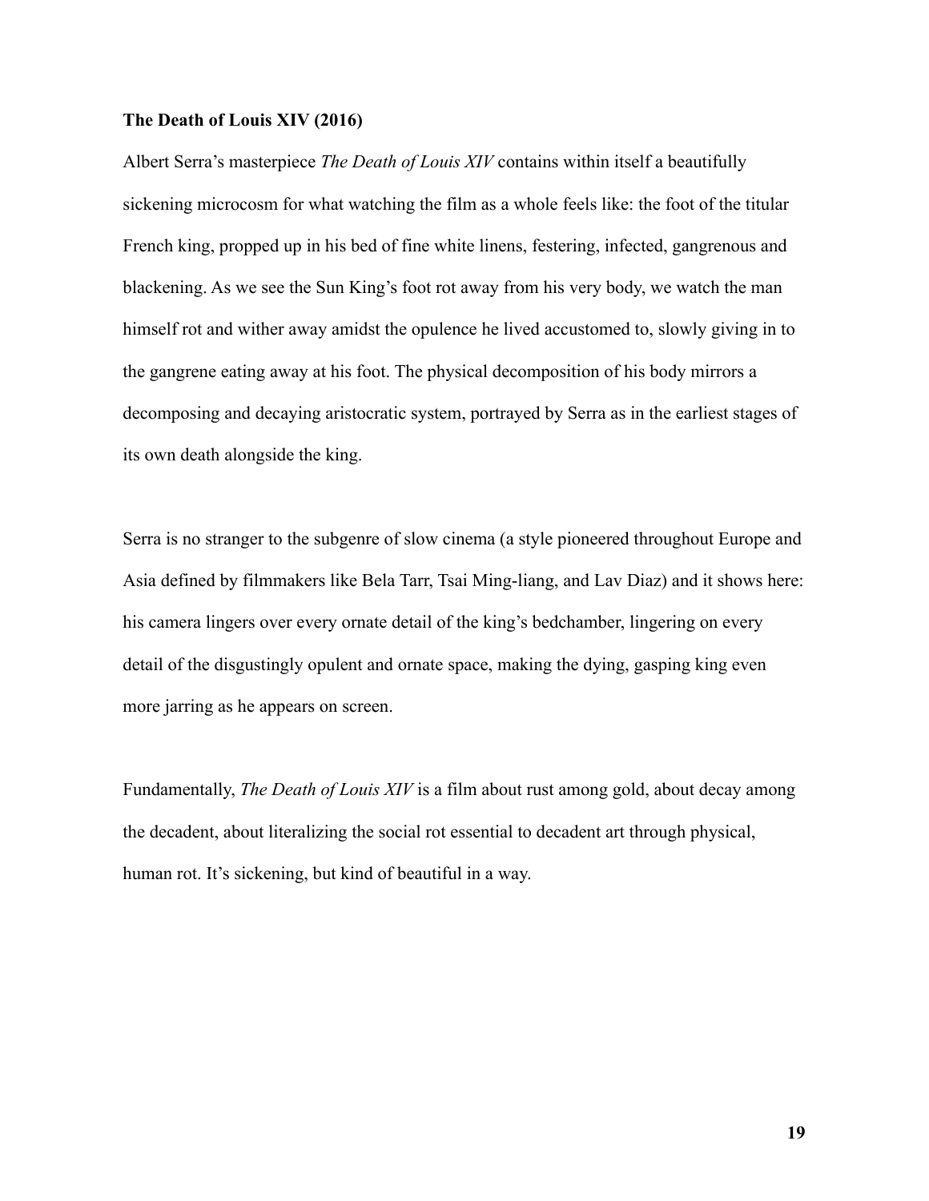**The Death of Louis XIV (2016)**

Albert Serra's masterpiece *The Death of Louis XIV* contains within itself a beautifully sickening microcosm for what watching the film as a whole feels like: the foot of the titular French king, propped up in his bed of fine white linens, festering, infected, gangrenous and blackening. As we see the Sun King's foot rot away from his very body, we watch the man himself rot and wither away amidst the opulence he lived accustomed to, slowly giving in to the gangrene eating away at his foot. The physical decomposition of his body mirrors a decomposing and decaying aristocratic system, portrayed by Serra as in the earliest stages of its own death alongside the king.

Serra is no stranger to the subgenre of slow cinema (a style pioneered throughout Europe and Asia defined by filmmakers like Bela Tarr, Tsai Ming-liang, and Lav Diaz) and it shows here: his camera lingers over every ornate detail of the king's bedchamber, lingering on every detail of the disgustingly opulent and ornate space, making the dying, gasping king even more jarring as he appears on screen.

Fundamentally, *The Death of Louis XIV* is a film about rust among gold, about decay among the decadent, about literalizing the social rot essential to decadent art through physical, human rot. It's sickening, but kind of beautiful in a way.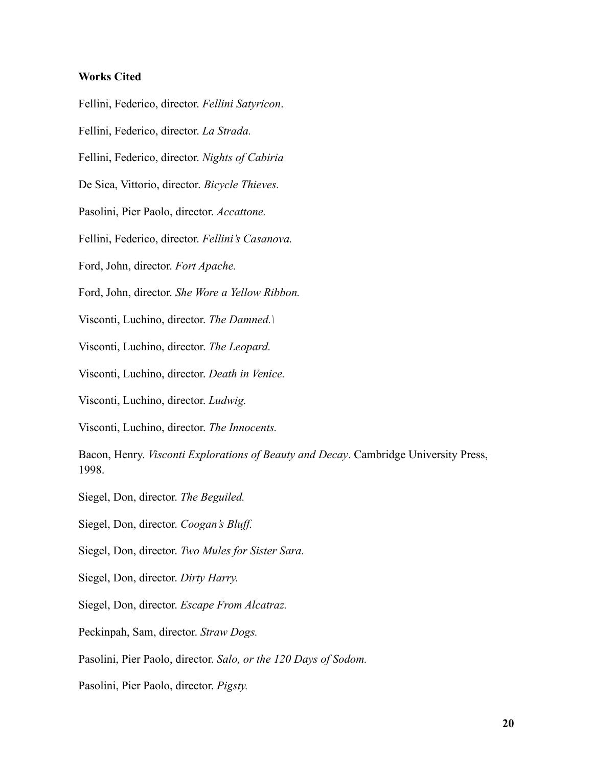**Works Cited**

Fellini, Federico, director. *Fellini Satyricon*.

Fellini, Federico, director. *La Strada.*

Fellini, Federico, director. *Nights of Cabiria*

De Sica, Vittorio, director. *Bicycle Thieves.*

Pasolini, Pier Paolo, director. *Accattone.*

Fellini, Federico, director. *Fellini's Casanova.*

Ford, John, director. *Fort Apache.*

Ford, John, director. *She Wore a Yellow Ribbon.*

Visconti, Luchino, director. *The Damned.\*

Visconti, Luchino, director. *The Leopard.*

Visconti, Luchino, director. *Death in Venice.*

Visconti, Luchino, director. *Ludwig.*

Visconti, Luchino, director. *The Innocents.*

Bacon, Henry. *Visconti Explorations of Beauty and Decay*. Cambridge University Press, 1998.

Siegel, Don, director. *The Beguiled.*

Siegel, Don, director. *Coogan's Bluff.*

Siegel, Don, director. *Two Mules for Sister Sara.*

Siegel, Don, director. *Dirty Harry.*

Siegel, Don, director. *Escape From Alcatraz.*

Peckinpah, Sam, director. *Straw Dogs.*

Pasolini, Pier Paolo, director. *Salo, or the 120 Days of Sodom.*

Pasolini, Pier Paolo, director. *Pigsty.*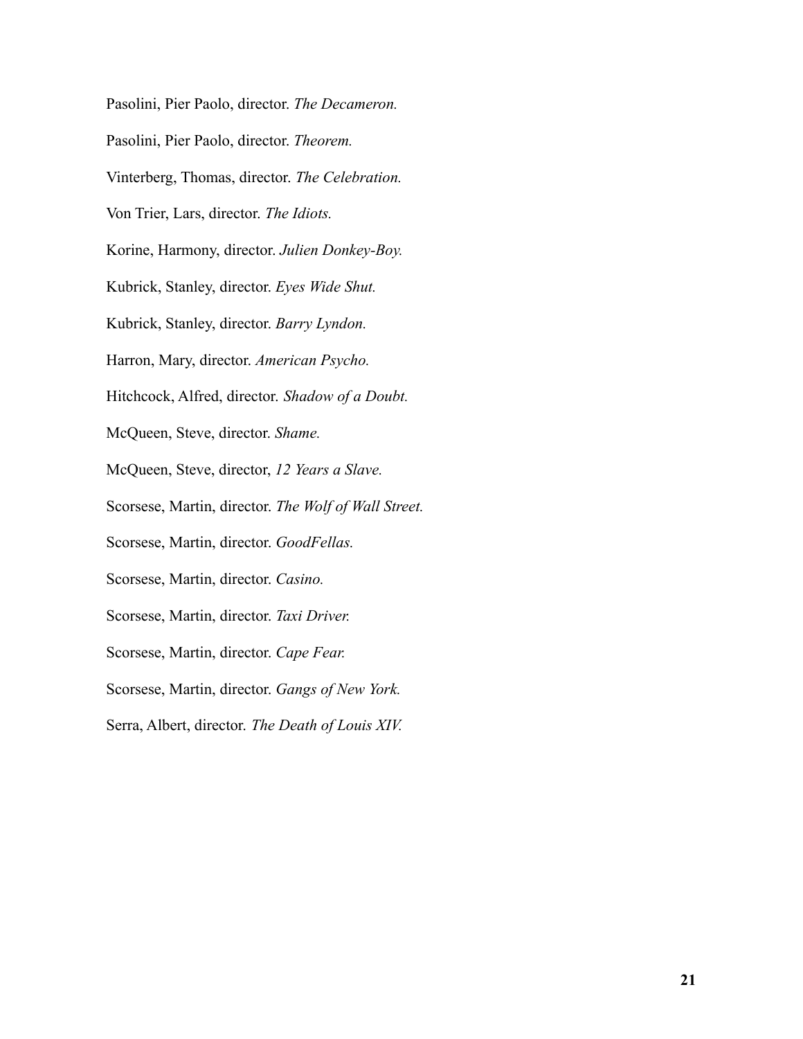Pasolini, Pier Paolo, director. *The Decameron.*

Pasolini, Pier Paolo, director. *Theorem.*

Vinterberg, Thomas, director. *The Celebration.*

Von Trier, Lars, director. *The Idiots.*

Korine, Harmony, director. *Julien Donkey-Boy.*

Kubrick, Stanley, director. *Eyes Wide Shut.*

Kubrick, Stanley, director. *Barry Lyndon.*

Harron, Mary, director. *American Psycho.*

Hitchcock, Alfred, director. *Shadow of a Doubt.*

McQueen, Steve, director. *Shame.*

McQueen, Steve, director, *12 Years a Slave.*

Scorsese, Martin, director. *The Wolf of Wall Street.*

Scorsese, Martin, director. *GoodFellas.*

Scorsese, Martin, director. *Casino.*

Scorsese, Martin, director. *Taxi Driver.*

Scorsese, Martin, director. *Cape Fear.*

Scorsese, Martin, director. *Gangs of New York.*

Serra, Albert, director. *The Death of Louis XIV.*